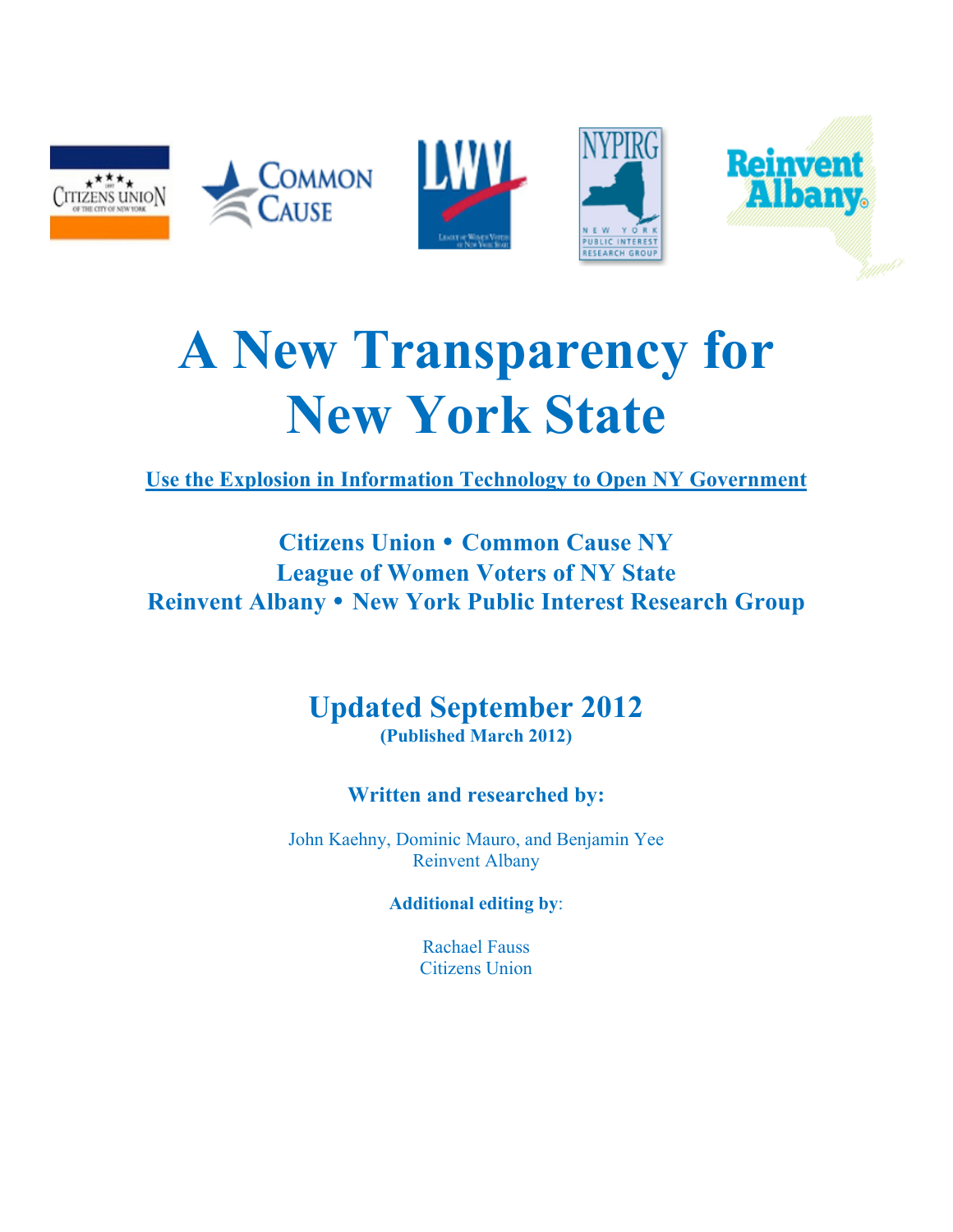# A New Transparency for New York State

**Use the Explosion in Information Technology to Open NY Government**

**Citizens Union • Common Cause NY**
**League of Women Voters of NY State**
**Reinvent Albany • New York Public Interest Research Group**

## Updated September 2012

**(Published March 2012)**

**Written and researched by:**

John Kaehny, Dominic Mauro, and Benjamin Yee
Reinvent Albany

**Additional editing by**:

Rachael Fauss
Citizens Union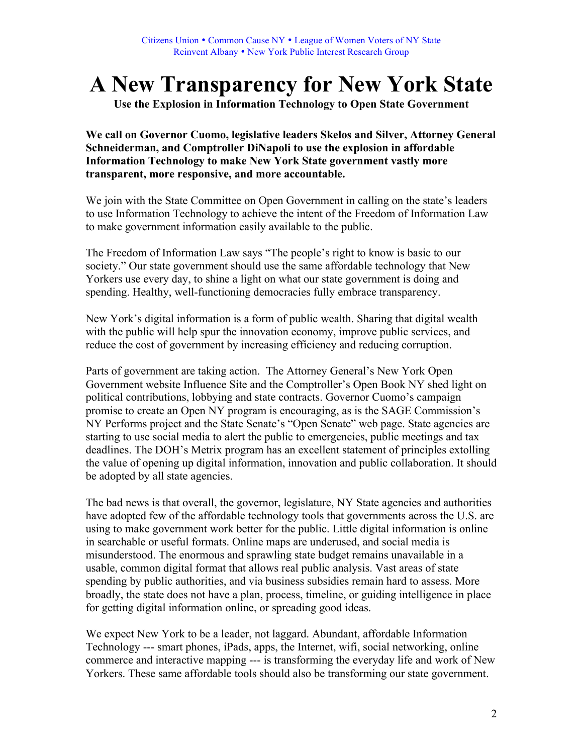Citizens Union • Common Cause NY • League of Women Voters of NY State
Reinvent Albany • New York Public Interest Research Group

# A New Transparency for New York State

**Use the Explosion in Information Technology to Open State Government**

**We call on Governor Cuomo, legislative leaders Skelos and Silver, Attorney General Schneiderman, and Comptroller DiNapoli to use the explosion in affordable Information Technology to make New York State government vastly more transparent, more responsive, and more accountable.**

We join with the State Committee on Open Government in calling on the state's leaders to use Information Technology to achieve the intent of the Freedom of Information Law to make government information easily available to the public.

The Freedom of Information Law says "The people's right to know is basic to our society." Our state government should use the same affordable technology that New Yorkers use every day, to shine a light on what our state government is doing and spending. Healthy, well-functioning democracies fully embrace transparency.

New York's digital information is a form of public wealth. Sharing that digital wealth with the public will help spur the innovation economy, improve public services, and reduce the cost of government by increasing efficiency and reducing corruption.

Parts of government are taking action. The Attorney General's New York Open Government website Influence Site and the Comptroller's Open Book NY shed light on political contributions, lobbying and state contracts. Governor Cuomo's campaign promise to create an Open NY program is encouraging, as is the SAGE Commission's NY Performs project and the State Senate's "Open Senate" web page. State agencies are starting to use social media to alert the public to emergencies, public meetings and tax deadlines. The DOH's Metrix program has an excellent statement of principles extolling the value of opening up digital information, innovation and public collaboration. It should be adopted by all state agencies.

The bad news is that overall, the governor, legislature, NY State agencies and authorities have adopted few of the affordable technology tools that governments across the U.S. are using to make government work better for the public. Little digital information is online in searchable or useful formats. Online maps are underused, and social media is misunderstood. The enormous and sprawling state budget remains unavailable in a usable, common digital format that allows real public analysis. Vast areas of state spending by public authorities, and via business subsidies remain hard to assess. More broadly, the state does not have a plan, process, timeline, or guiding intelligence in place for getting digital information online, or spreading good ideas.

We expect New York to be a leader, not laggard. Abundant, affordable Information Technology --- smart phones, iPads, apps, the Internet, wifi, social networking, online commerce and interactive mapping --- is transforming the everyday life and work of New Yorkers. These same affordable tools should also be transforming our state government.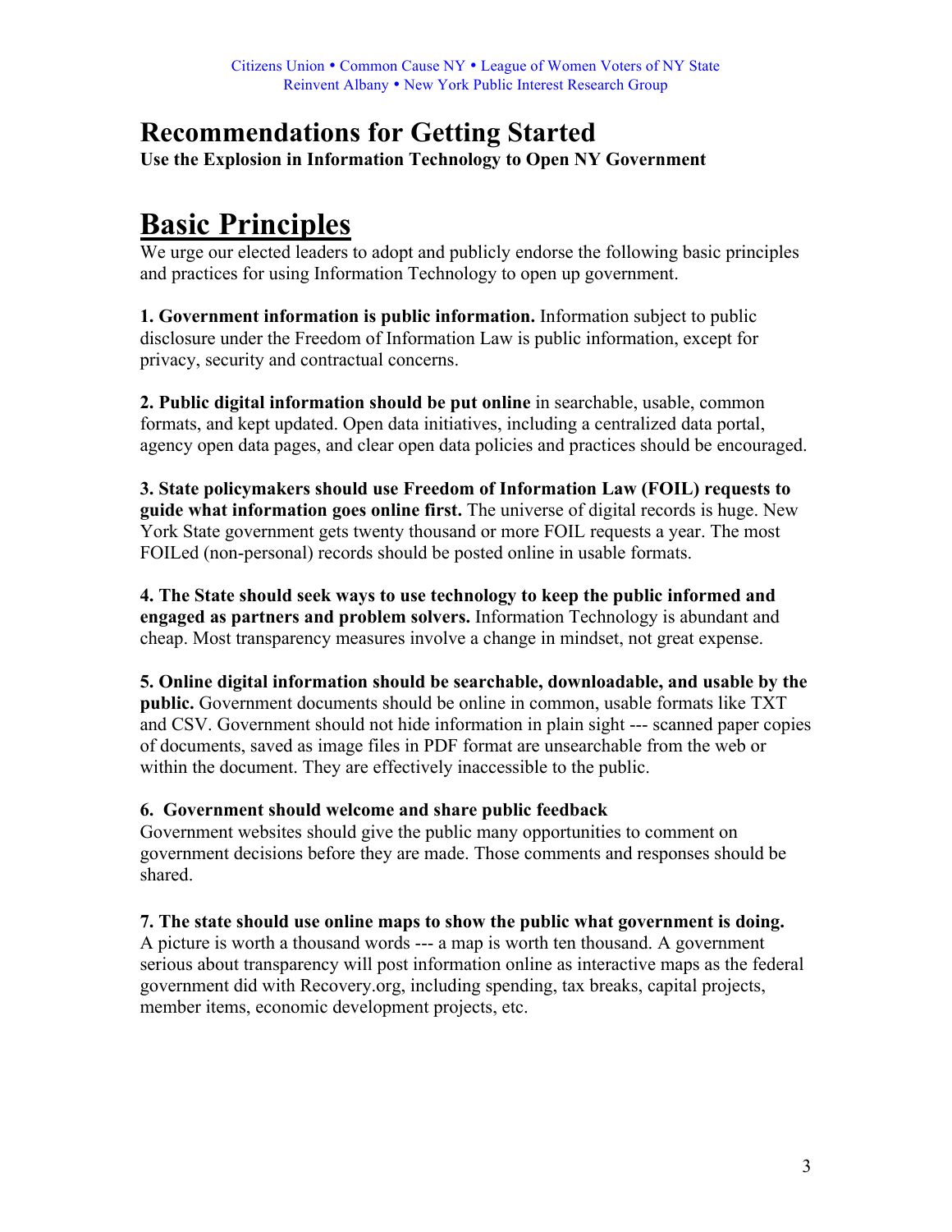Citizens Union • Common Cause NY • League of Women Voters of NY State
Reinvent Albany • New York Public Interest Research Group

# Recommendations for Getting Started

**Use the Explosion in Information Technology to Open NY Government**

## Basic Principles

We urge our elected leaders to adopt and publicly endorse the following basic principles and practices for using Information Technology to open up government.

**1. Government information is public information.** Information subject to public disclosure under the Freedom of Information Law is public information, except for privacy, security and contractual concerns.

**2. Public digital information should be put online** in searchable, usable, common formats, and kept updated. Open data initiatives, including a centralized data portal, agency open data pages, and clear open data policies and practices should be encouraged.

**3. State policymakers should use Freedom of Information Law (FOIL) requests to guide what information goes online first.** The universe of digital records is huge. New York State government gets twenty thousand or more FOIL requests a year. The most FOILed (non-personal) records should be posted online in usable formats.

**4. The State should seek ways to use technology to keep the public informed and engaged as partners and problem solvers.** Information Technology is abundant and cheap. Most transparency measures involve a change in mindset, not great expense.

**5. Online digital information should be searchable, downloadable, and usable by the public.** Government documents should be online in common, usable formats like TXT and CSV. Government should not hide information in plain sight --- scanned paper copies of documents, saved as image files in PDF format are unsearchable from the web or within the document. They are effectively inaccessible to the public.

**6. Government should welcome and share public feedback**
Government websites should give the public many opportunities to comment on government decisions before they are made. Those comments and responses should be shared.

**7. The state should use online maps to show the public what government is doing.**
A picture is worth a thousand words --- a map is worth ten thousand. A government serious about transparency will post information online as interactive maps as the federal government did with Recovery.org, including spending, tax breaks, capital projects, member items, economic development projects, etc.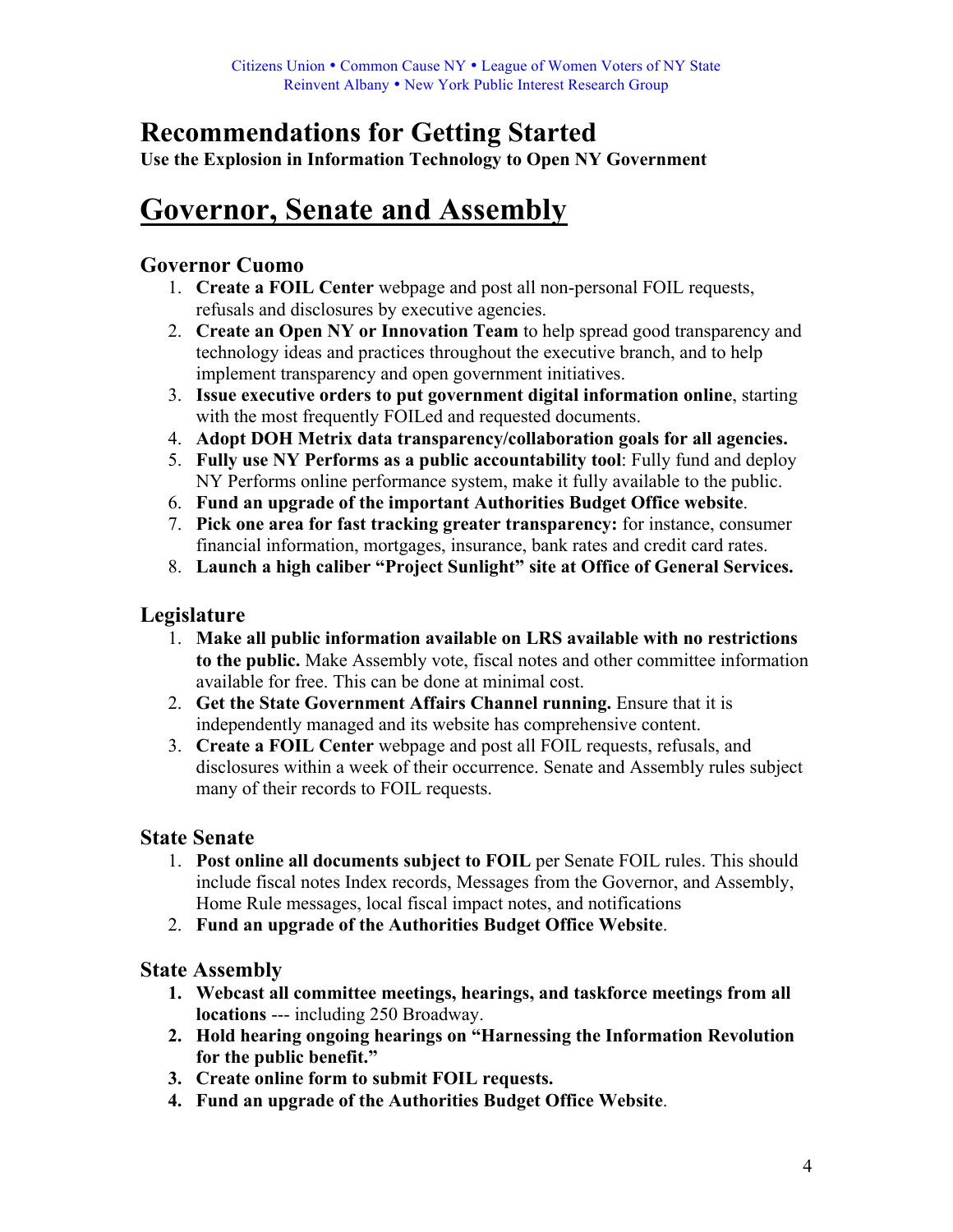Citizens Union • Common Cause NY • League of Women Voters of NY State
Reinvent Albany • New York Public Interest Research Group

# Recommendations for Getting Started

**Use the Explosion in Information Technology to Open NY Government**

# Governor, Senate and Assembly

## Governor Cuomo

1. **Create a FOIL Center** webpage and post all non-personal FOIL requests, refusals and disclosures by executive agencies.
2. **Create an Open NY or Innovation Team** to help spread good transparency and technology ideas and practices throughout the executive branch, and to help implement transparency and open government initiatives.
3. **Issue executive orders to put government digital information online**, starting with the most frequently FOILed and requested documents.
4. **Adopt DOH Metrix data transparency/collaboration goals for all agencies.**
5. **Fully use NY Performs as a public accountability tool**: Fully fund and deploy NY Performs online performance system, make it fully available to the public.
6. **Fund an upgrade of the important Authorities Budget Office website**.
7. **Pick one area for fast tracking greater transparency:** for instance, consumer financial information, mortgages, insurance, bank rates and credit card rates.
8. **Launch a high caliber "Project Sunlight" site at Office of General Services.**

## Legislature

1. **Make all public information available on LRS available with no restrictions to the public.** Make Assembly vote, fiscal notes and other committee information available for free. This can be done at minimal cost.
2. **Get the State Government Affairs Channel running.** Ensure that it is independently managed and its website has comprehensive content.
3. **Create a FOIL Center** webpage and post all FOIL requests, refusals, and disclosures within a week of their occurrence. Senate and Assembly rules subject many of their records to FOIL requests.

## State Senate

1. **Post online all documents subject to FOIL** per Senate FOIL rules. This should include fiscal notes Index records, Messages from the Governor, and Assembly, Home Rule messages, local fiscal impact notes, and notifications
2. **Fund an upgrade of the Authorities Budget Office Website**.

## State Assembly

1. **Webcast all committee meetings, hearings, and taskforce meetings from all locations** --- including 250 Broadway.
2. **Hold hearing ongoing hearings on "Harnessing the Information Revolution for the public benefit."**
3. **Create online form to submit FOIL requests.**
4. **Fund an upgrade of the Authorities Budget Office Website**.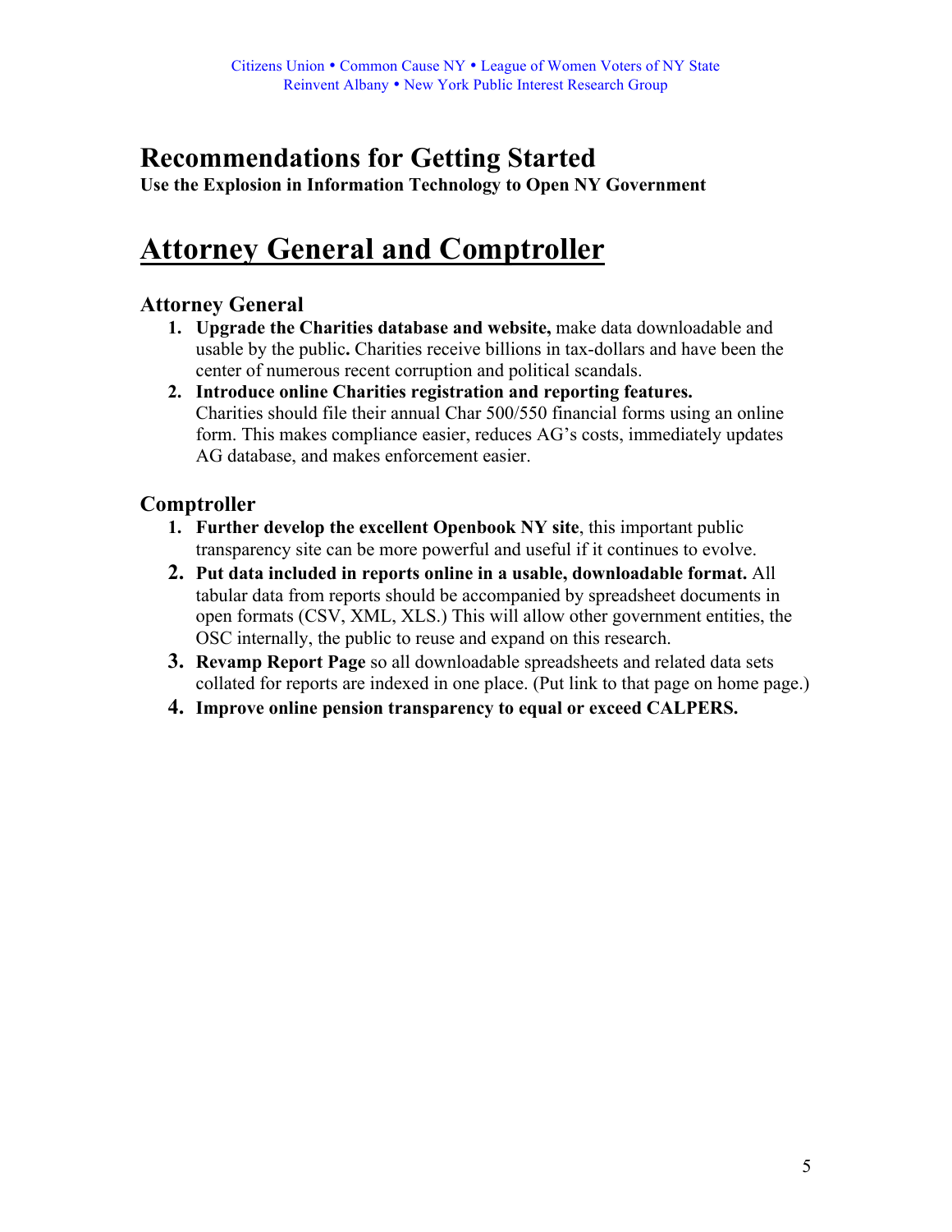Citizens Union • Common Cause NY • League of Women Voters of NY State
Reinvent Albany • New York Public Interest Research Group

## Recommendations for Getting Started

**Use the Explosion in Information Technology to Open NY Government**

# Attorney General and Comptroller

### Attorney General

1. **Upgrade the Charities database and website,** make data downloadable and usable by the public**.** Charities receive billions in tax-dollars and have been the center of numerous recent corruption and political scandals.
2. **Introduce online Charities registration and reporting features.** Charities should file their annual Char 500/550 financial forms using an online form. This makes compliance easier, reduces AG's costs, immediately updates AG database, and makes enforcement easier.

### Comptroller

1. **Further develop the excellent Openbook NY site**, this important public transparency site can be more powerful and useful if it continues to evolve.
2. **Put data included in reports online in a usable, downloadable format.** All tabular data from reports should be accompanied by spreadsheet documents in open formats (CSV, XML, XLS.) This will allow other government entities, the OSC internally, the public to reuse and expand on this research.
3. **Revamp Report Page** so all downloadable spreadsheets and related data sets collated for reports are indexed in one place. (Put link to that page on home page.)
4. **Improve online pension transparency to equal or exceed CALPERS.**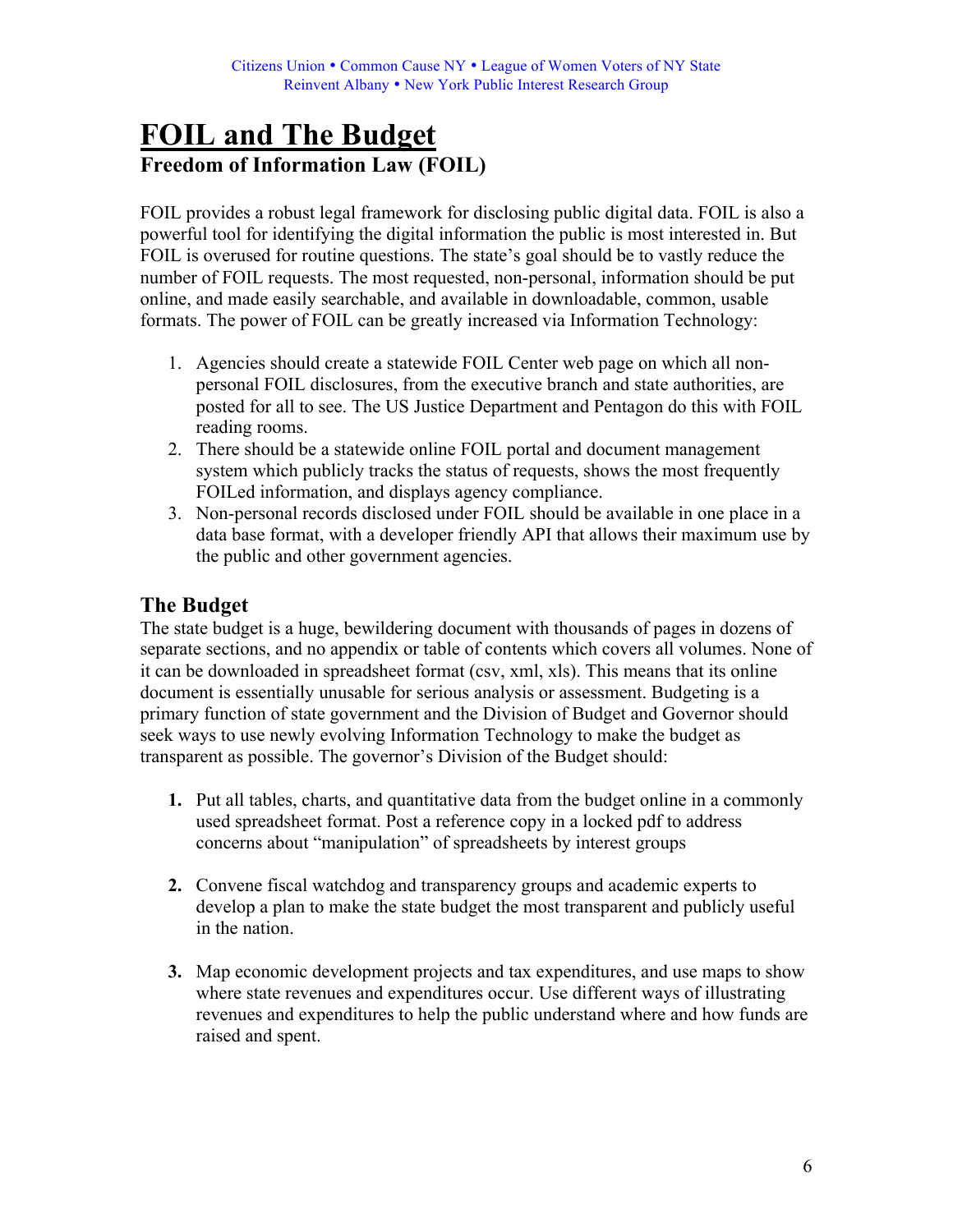Citizens Union • Common Cause NY • League of Women Voters of NY State
Reinvent Albany • New York Public Interest Research Group

# FOIL and The Budget

### Freedom of Information Law (FOIL)

FOIL provides a robust legal framework for disclosing public digital data. FOIL is also a powerful tool for identifying the digital information the public is most interested in. But FOIL is overused for routine questions. The state's goal should be to vastly reduce the number of FOIL requests. The most requested, non-personal, information should be put online, and made easily searchable, and available in downloadable, common, usable formats. The power of FOIL can be greatly increased via Information Technology:

1. Agencies should create a statewide FOIL Center web page on which all non-personal FOIL disclosures, from the executive branch and state authorities, are posted for all to see. The US Justice Department and Pentagon do this with FOIL reading rooms.
2. There should be a statewide online FOIL portal and document management system which publicly tracks the status of requests, shows the most frequently FOILed information, and displays agency compliance.
3. Non-personal records disclosed under FOIL should be available in one place in a data base format, with a developer friendly API that allows their maximum use by the public and other government agencies.

## The Budget

The state budget is a huge, bewildering document with thousands of pages in dozens of separate sections, and no appendix or table of contents which covers all volumes. None of it can be downloaded in spreadsheet format (csv, xml, xls). This means that its online document is essentially unusable for serious analysis or assessment. Budgeting is a primary function of state government and the Division of Budget and Governor should seek ways to use newly evolving Information Technology to make the budget as transparent as possible. The governor's Division of the Budget should:

**1.** Put all tables, charts, and quantitative data from the budget online in a commonly used spreadsheet format. Post a reference copy in a locked pdf to address concerns about "manipulation" of spreadsheets by interest groups

**2.** Convene fiscal watchdog and transparency groups and academic experts to develop a plan to make the state budget the most transparent and publicly useful in the nation.

**3.** Map economic development projects and tax expenditures, and use maps to show where state revenues and expenditures occur. Use different ways of illustrating revenues and expenditures to help the public understand where and how funds are raised and spent.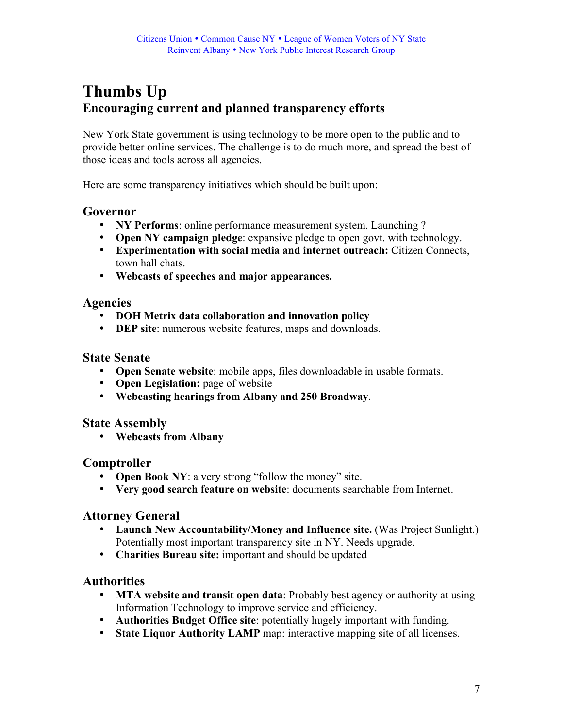Citizens Union • Common Cause NY • League of Women Voters of NY State
Reinvent Albany • New York Public Interest Research Group

# Thumbs Up

## Encouraging current and planned transparency efforts

New York State government is using technology to be more open to the public and to provide better online services. The challenge is to do much more, and spread the best of those ideas and tools across all agencies.

<u>Here are some transparency initiatives which should be built upon:</u>

### Governor

- **NY Performs**: online performance measurement system. Launching ?
- **Open NY campaign pledge**: expansive pledge to open govt. with technology.
- **Experimentation with social media and internet outreach:** Citizen Connects, town hall chats.
- **Webcasts of speeches and major appearances.**

### Agencies

- **DOH Metrix data collaboration and innovation policy**
- **DEP site**: numerous website features, maps and downloads.

### State Senate

- **Open Senate website**: mobile apps, files downloadable in usable formats.
- **Open Legislation:** page of website
- **Webcasting hearings from Albany and 250 Broadway**.

### State Assembly

- **Webcasts from Albany**

### Comptroller

- **Open Book NY**: a very strong "follow the money" site.
- **Very good search feature on website**: documents searchable from Internet.

### Attorney General

- **Launch New Accountability/Money and Influence site.** (Was Project Sunlight.) Potentially most important transparency site in NY. Needs upgrade.
- **Charities Bureau site:** important and should be updated

### Authorities

- **MTA website and transit open data**: Probably best agency or authority at using Information Technology to improve service and efficiency.
- **Authorities Budget Office site**: potentially hugely important with funding.
- **State Liquor Authority LAMP** map: interactive mapping site of all licenses.